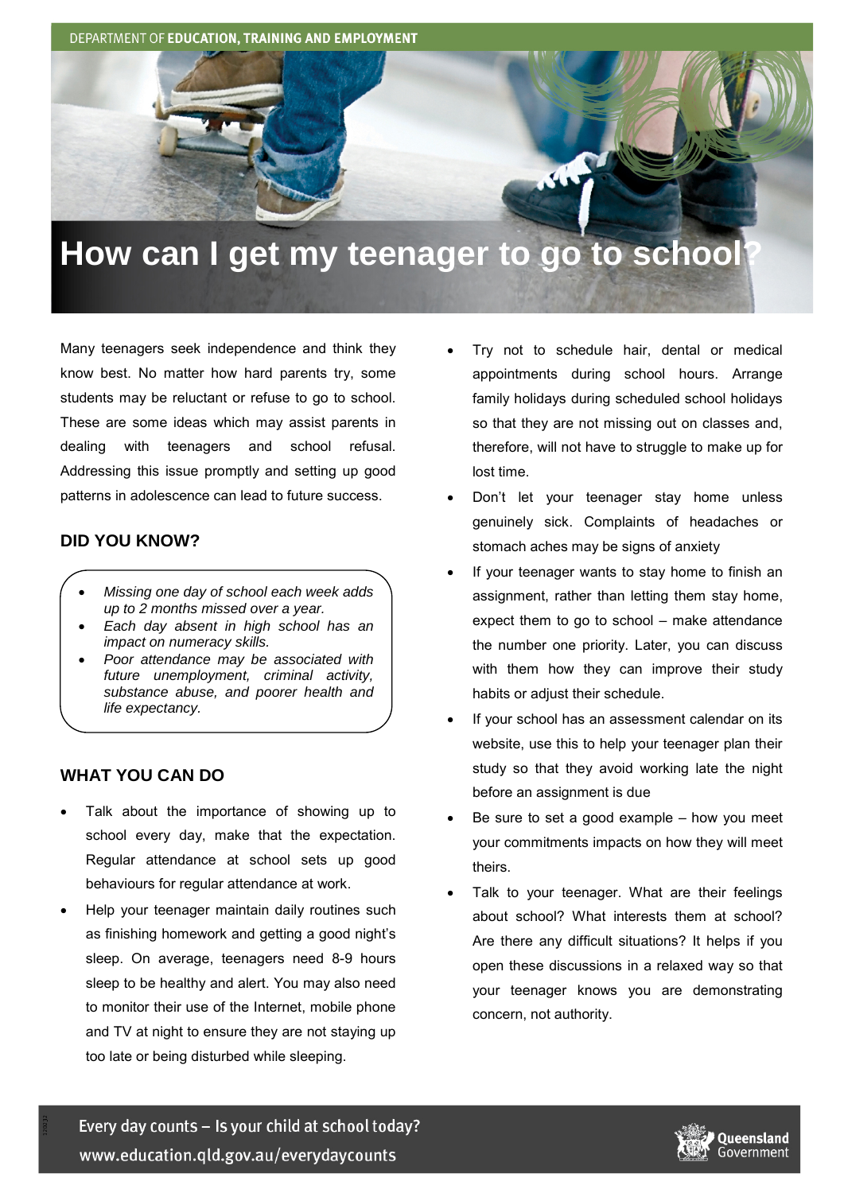DEPARTMENT OF **EDUCATION, TRAINING AND EMPLOYMENT**

# How can I get my teenager to go to school?

Many teenagers seek independence and think they know best. No matter how hard parents try, some students may be reluctant or refuse to go to school. These are some ideas which may assist parents in dealing with teenagers and school refusal. Addressing this issue promptly and setting up good patterns in adolescence can lead to future success.

## DID YOU KNOW?

- *Missing one day of school each week adds up to 2 months missed over a year.*
- *Each day absent in high school has an impact on numeracy skills.*
- *Poor attendance may be associated with future unemployment, criminal activity, substance abuse, and poorer health and life expectancy.*

## WHAT YOU CAN DO

- Talk about the importance of showing up to school every day, make that the expectation. Regular attendance at school sets up good behaviours for regular attendance at work.
- Help your teenager maintain daily routines such as finishing homework and getting a good night's sleep. On average, teenagers need 8-9 hours sleep to be healthy and alert. You may also need to monitor their use of the Internet, mobile phone and TV at night to ensure they are not staying up too late or being disturbed while sleeping.
- Try not to schedule hair, dental or medical appointments during school hours. Arrange family holidays during scheduled school holidays so that they are not missing out on classes and, therefore, will not have to struggle to make up for lost time.
- Don't let your teenager stay home unless genuinely sick. Complaints of headaches or stomach aches may be signs of anxiety
- If your teenager wants to stay home to finish an assignment, rather than letting them stay home, expect them to go to school – make attendance the number one priority. Later, you can discuss with them how they can improve their study habits or adjust their schedule.
- If your school has an assessment calendar on its website, use this to help your teenager plan their study so that they avoid working late the night before an assignment is due
- Be sure to set a good example – how you meet your commitments impacts on how they will meet theirs.
- Talk to your teenager. What are their feelings about school? What interests them at school? Are there any difficult situations? It helps if you open these discussions in a relaxed way so that your teenager knows you are demonstrating concern, not authority.

Every day counts – Is your child at school today?
www.education.qld.gov.au/everydaycounts

Queensland Government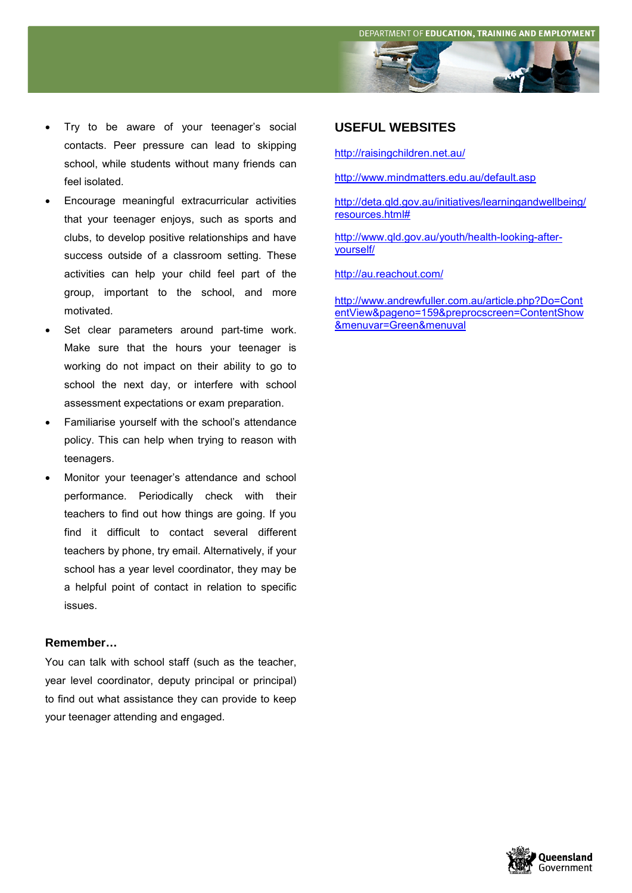- Try to be aware of your teenager's social contacts. Peer pressure can lead to skipping school, while students without many friends can feel isolated.
- Encourage meaningful extracurricular activities that your teenager enjoys, such as sports and clubs, to develop positive relationships and have success outside of a classroom setting. These activities can help your child feel part of the group, important to the school, and more motivated.
- Set clear parameters around part-time work. Make sure that the hours your teenager is working do not impact on their ability to go to school the next day, or interfere with school assessment expectations or exam preparation.
- Familiarise yourself with the school's attendance policy. This can help when trying to reason with teenagers.
- Monitor your teenager's attendance and school performance. Periodically check with their teachers to find out how things are going. If you find it difficult to contact several different teachers by phone, try email. Alternatively, if your school has a year level coordinator, they may be a helpful point of contact in relation to specific issues.

### Remember…

You can talk with school staff (such as the teacher, year level coordinator, deputy principal or principal) to find out what assistance they can provide to keep your teenager attending and engaged.

## USEFUL WEBSITES

http://raisingchildren.net.au/

http://www.mindmatters.edu.au/default.asp

http://deta.qld.gov.au/initiatives/learningandwellbeing/resources.html#

http://www.qld.gov.au/youth/health-looking-after-yourself/

http://au.reachout.com/

http://www.andrewfuller.com.au/article.php?Do=ContentView&pageno=159&preprocscreen=ContentShow&menuvar=Green&menuval